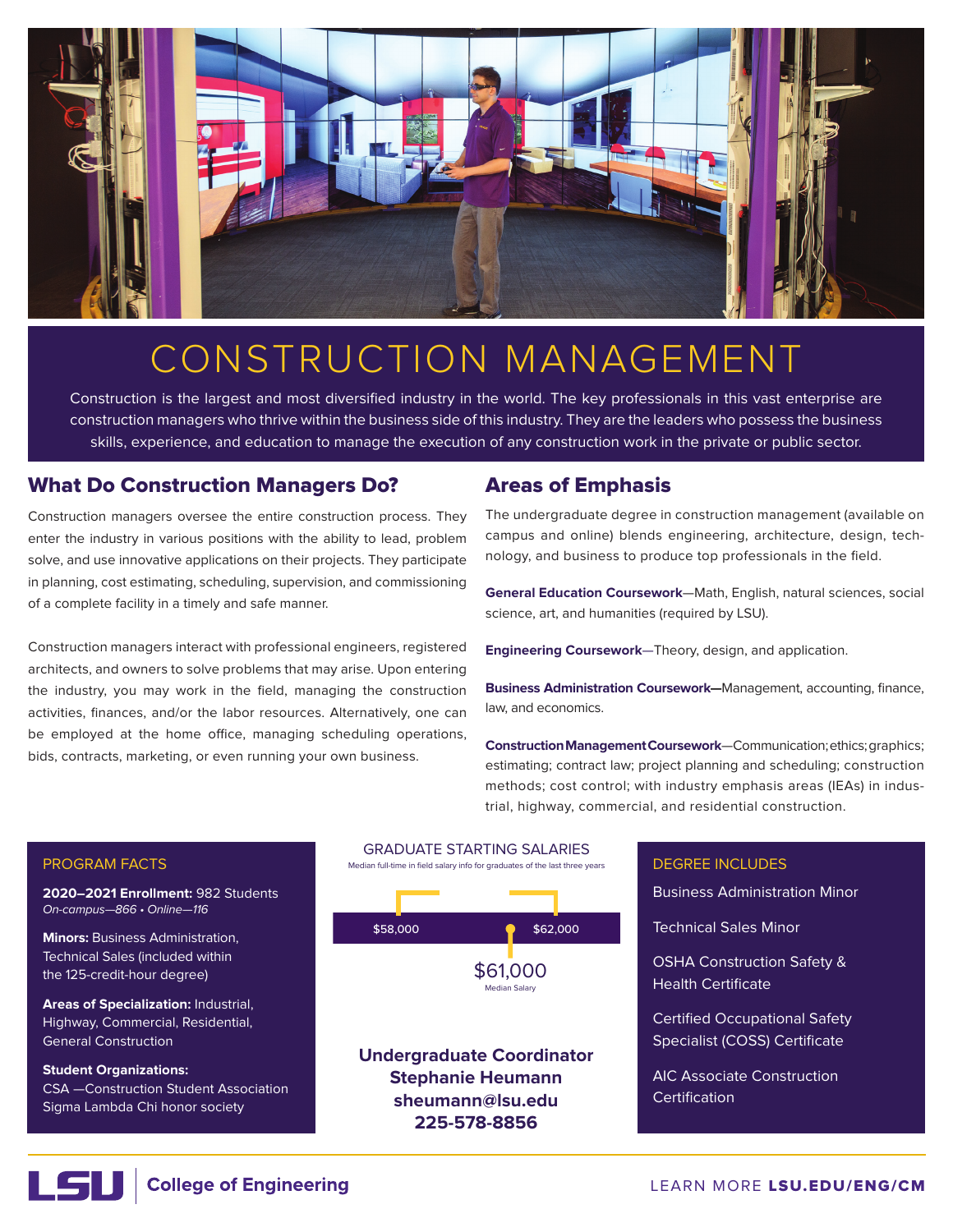# CONSTRUCTION MANAGEMENT

Construction is the largest and most diversified industry in the world. The key professionals in this vast enterprise are construction managers who thrive within the business side of this industry. They are the leaders who possess the business skills, experience, and education to manage the execution of any construction work in the private or public sector.

## What Do Construction Managers Do?

Construction managers oversee the entire construction process. They enter the industry in various positions with the ability to lead, problem solve, and use innovative applications on their projects. They participate in planning, cost estimating, scheduling, supervision, and commissioning of a complete facility in a timely and safe manner.

Construction managers interact with professional engineers, registered architects, and owners to solve problems that may arise. Upon entering the industry, you may work in the field, managing the construction activities, finances, and/or the labor resources. Alternatively, one can be employed at the home office, managing scheduling operations, bids, contracts, marketing, or even running your own business.

## Areas of Emphasis

The undergraduate degree in construction management (available on campus and online) blends engineering, architecture, design, technology, and business to produce top professionals in the field.

**General Education Coursework**—Math, English, natural sciences, social science, art, and humanities (required by LSU).

**Engineering Coursework**—Theory, design, and application.

**Business Administration Coursework—**Management, accounting, finance, law, and economics.

**Construction Management Coursework**—Communication; ethics; graphics; estimating; contract law; project planning and scheduling; construction methods; cost control; with industry emphasis areas (IEAs) in industrial, highway, commercial, and residential construction.

### PROGRAM FACTS

**2020–2021 Enrollment:** 982 Students
*On-campus—866 • Online—116*

**Minors:** Business Administration, Technical Sales (included within the 125-credit-hour degree)

**Areas of Specialization:** Industrial, Highway, Commercial, Residential, General Construction

**Student Organizations:**
CSA —Construction Student Association
Sigma Lambda Chi honor society

### GRADUATE STARTING SALARIES

Median full-time in field salary info for graduates of the last three years

$58,000 — $62,000

$61,000
Median Salary

**Undergraduate Coordinator**
**Stephanie Heumann**
**sheumann@lsu.edu**
**225-578-8856**

### DEGREE INCLUDES

Business Administration Minor

Technical Sales Minor

OSHA Construction Safety & Health Certificate

Certified Occupational Safety Specialist (COSS) Certificate

AIC Associate Construction Certification

LSU | **College of Engineering**

LEARN MORE **LSU.EDU/ENG/CM**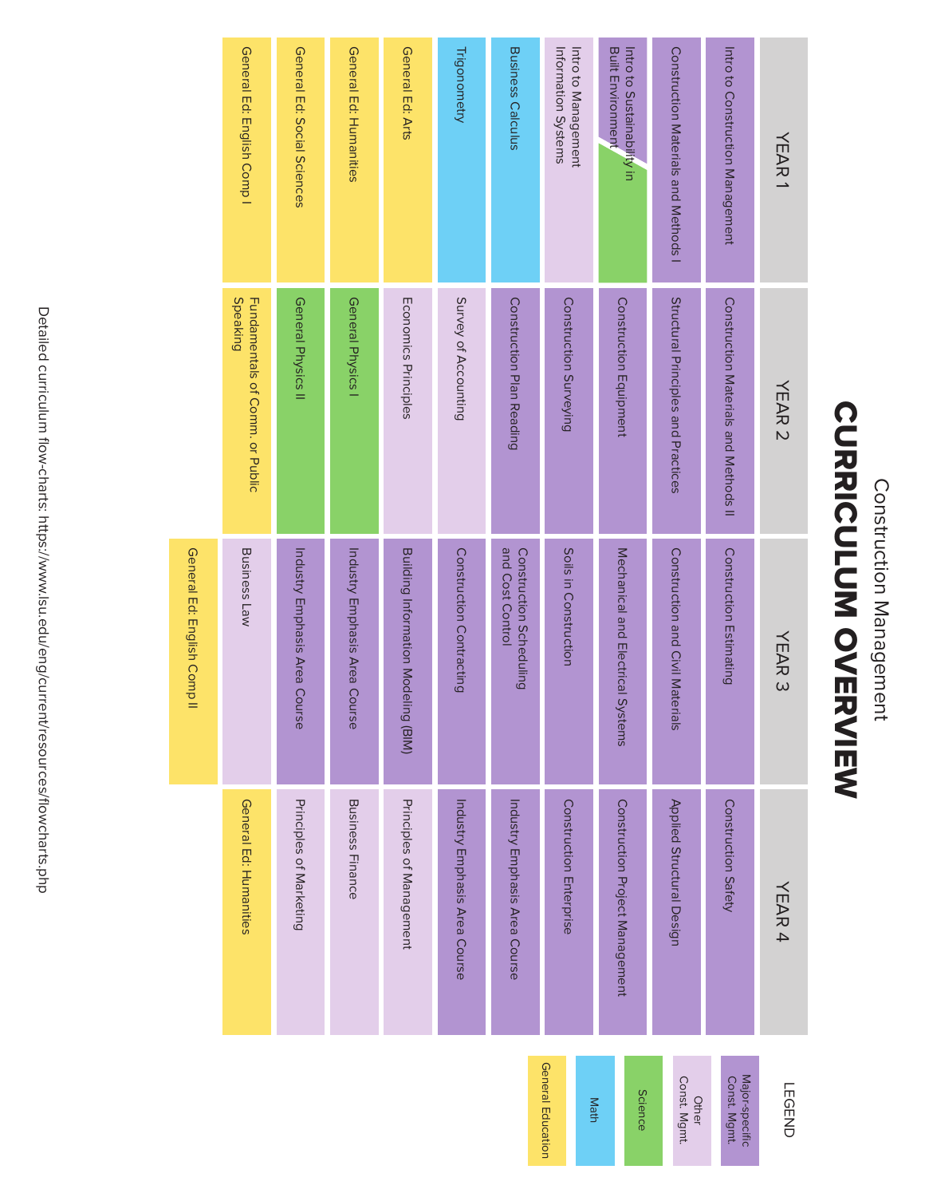Construction Management

# CURRICULUM OVERVIEW

| YEAR 1 | YEAR 2 | YEAR 3 | YEAR 4 |
|---|---|---|---|
| Intro to Construction Management | Construction Materials and Methods II | Construction Estimating | Construction Safety |
| Construction Materials and Methods I | Structural Principles and Practices | Construction and Civil Materials | Applied Structural Design |
| Intro to Sustainability in Built Environment | Construction Equipment | Mechanical and Electrical Systems | Construction Project Management |
| Intro to Management Information Systems | Construction Surveying | Soils in Construction | Construction Enterprise |
| Business Calculus | Construction Plan Reading | Construction Scheduling and Cost Control | Industry Emphasis Area Course |
| Trigonometry | Survey of Accounting | Construction Contracting | Industry Emphasis Area Course |
| General Ed: Arts | Economics Principles | Building Information Modeling (BIM) | Principles of Management |
| General Ed: Humanities | General Physics I | Industry Emphasis Area Course | Business Finance |
| General Ed: Social Sciences | General Physics II | Industry Emphasis Area Course | Principles of Marketing |
| General Ed: English Comp I | Fundamentals of Comm. or Public Speaking | Business Law | General Ed: Humanities |
| | | General Ed: English Comp II | |

**LEGEND**

- Major-specific Const. Mgmt.
- Other Const. Mgmt.
- Science
- Math
- General Education

Detailed curriculum flow-charts: https://www.lsu.edu/eng/current/resources/flowcharts.php